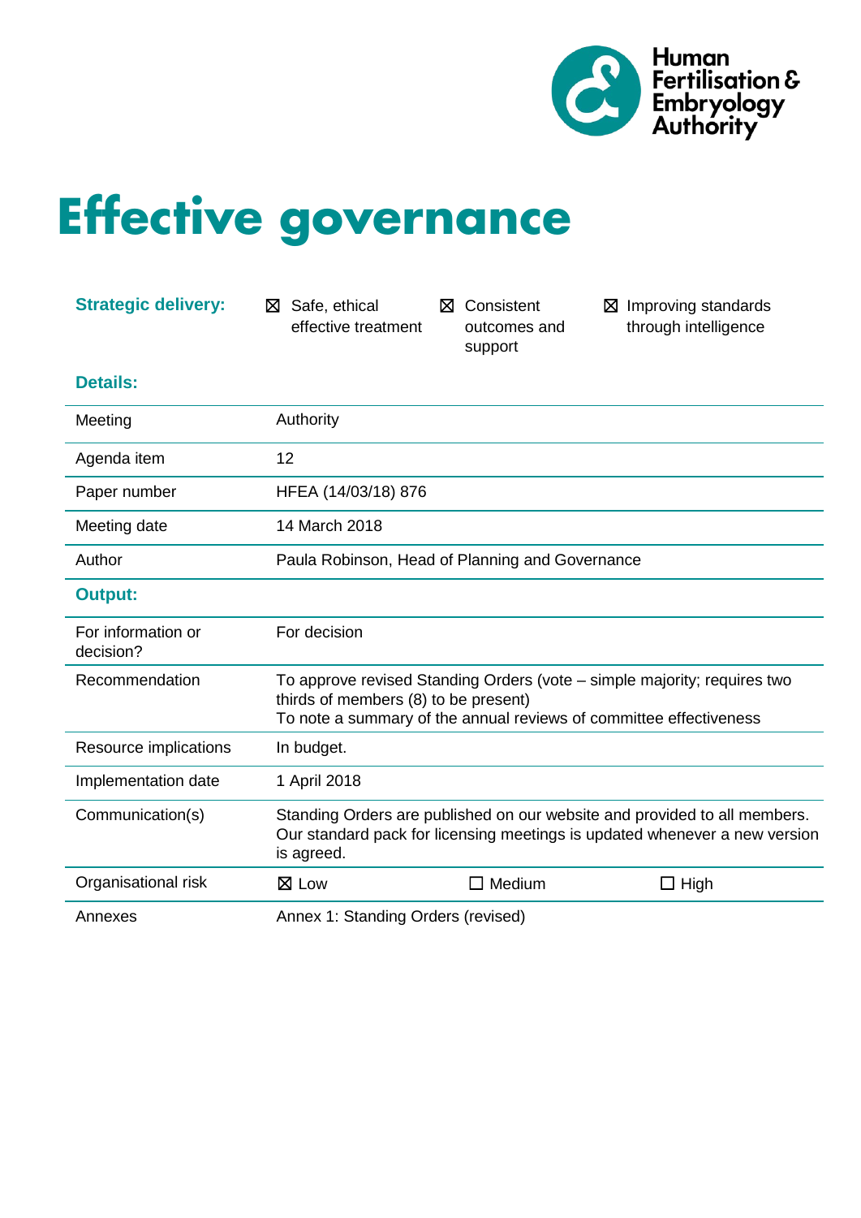Human Fertilisation & Embryology Authority

# Effective governance

| **Strategic delivery:** | ☒ Safe, ethical effective treatment | ☒ Consistent outcomes and support | ☒ Improving standards through intelligence |
|---|---|---|---|

**Details:**

| | |
|---|---|
| Meeting | Authority |
| Agenda item | 12 |
| Paper number | HFEA (14/03/18) 876 |
| Meeting date | 14 March 2018 |
| Author | Paula Robinson, Head of Planning and Governance |

**Output:**

| | | | |
|---|---|---|---|
| For information or decision? | For decision | | |
| Recommendation | To approve revised Standing Orders (vote – simple majority; requires two thirds of members (8) to be present)<br>To note a summary of the annual reviews of committee effectiveness | | |
| Resource implications | In budget. | | |
| Implementation date | 1 April 2018 | | |
| Communication(s) | Standing Orders are published on our website and provided to all members. Our standard pack for licensing meetings is updated whenever a new version is agreed. | | |
| Organisational risk | ☒ Low | ☐ Medium | ☐ High |
| Annexes | Annex 1: Standing Orders (revised) | | |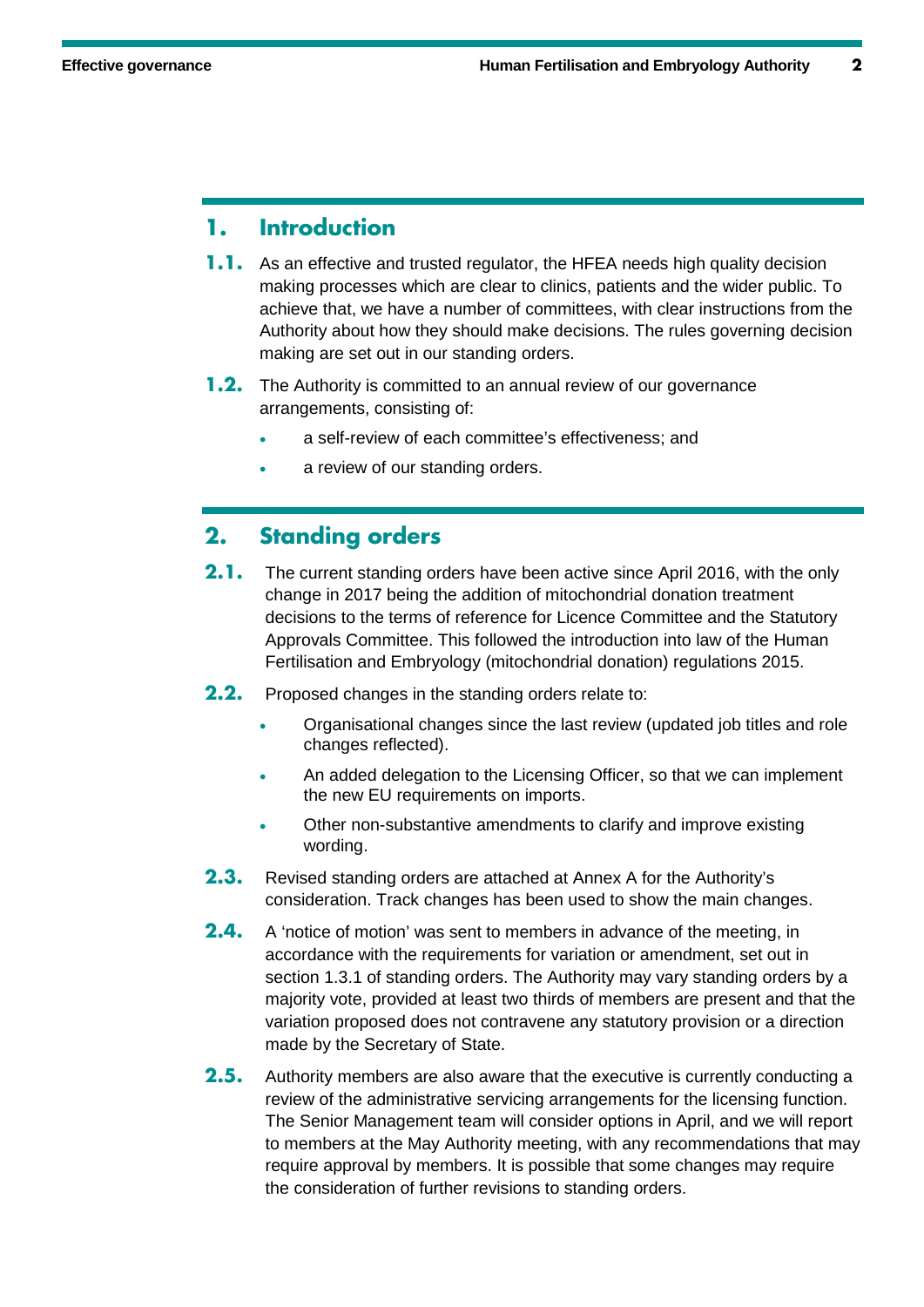## 1. Introduction

**1.1.** As an effective and trusted regulator, the HFEA needs high quality decision making processes which are clear to clinics, patients and the wider public. To achieve that, we have a number of committees, with clear instructions from the Authority about how they should make decisions. The rules governing decision making are set out in our standing orders.

**1.2.** The Authority is committed to an annual review of our governance arrangements, consisting of:

- a self-review of each committee's effectiveness; and
- a review of our standing orders.

## 2. Standing orders

**2.1.** The current standing orders have been active since April 2016, with the only change in 2017 being the addition of mitochondrial donation treatment decisions to the terms of reference for Licence Committee and the Statutory Approvals Committee. This followed the introduction into law of the Human Fertilisation and Embryology (mitochondrial donation) regulations 2015.

**2.2.** Proposed changes in the standing orders relate to:

- Organisational changes since the last review (updated job titles and role changes reflected).
- An added delegation to the Licensing Officer, so that we can implement the new EU requirements on imports.
- Other non-substantive amendments to clarify and improve existing wording.

**2.3.** Revised standing orders are attached at Annex A for the Authority's consideration. Track changes has been used to show the main changes.

**2.4.** A 'notice of motion' was sent to members in advance of the meeting, in accordance with the requirements for variation or amendment, set out in section 1.3.1 of standing orders. The Authority may vary standing orders by a majority vote, provided at least two thirds of members are present and that the variation proposed does not contravene any statutory provision or a direction made by the Secretary of State.

**2.5.** Authority members are also aware that the executive is currently conducting a review of the administrative servicing arrangements for the licensing function. The Senior Management team will consider options in April, and we will report to members at the May Authority meeting, with any recommendations that may require approval by members. It is possible that some changes may require the consideration of further revisions to standing orders.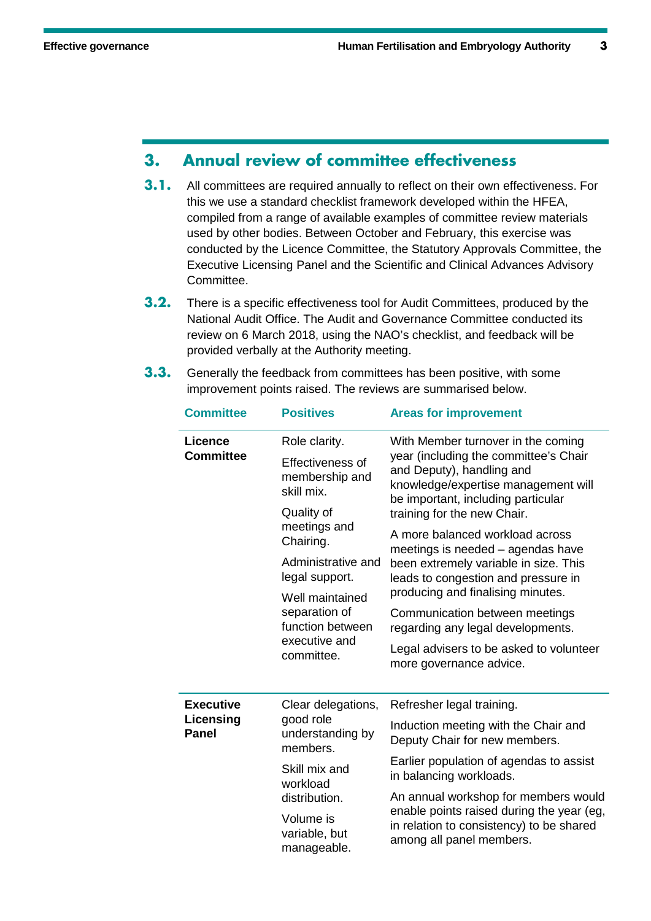## 3. Annual review of committee effectiveness

**3.1.** All committees are required annually to reflect on their own effectiveness. For this we use a standard checklist framework developed within the HFEA, compiled from a range of available examples of committee review materials used by other bodies. Between October and February, this exercise was conducted by the Licence Committee, the Statutory Approvals Committee, the Executive Licensing Panel and the Scientific and Clinical Advances Advisory Committee.

**3.2.** There is a specific effectiveness tool for Audit Committees, produced by the National Audit Office. The Audit and Governance Committee conducted its review on 6 March 2018, using the NAO's checklist, and feedback will be provided verbally at the Authority meeting.

**3.3.** Generally the feedback from committees has been positive, with some improvement points raised. The reviews are summarised below.

| Committee | Positives | Areas for improvement |
|---|---|---|
| **Licence Committee** | Role clarity.<br><br>Effectiveness of membership and skill mix.<br><br>Quality of meetings and Chairing.<br><br>Administrative and legal support.<br><br>Well maintained separation of function between executive and committee. | With Member turnover in the coming year (including the committee's Chair and Deputy), handling and knowledge/expertise management will be important, including particular training for the new Chair.<br><br>A more balanced workload across meetings is needed – agendas have been extremely variable in size. This leads to congestion and pressure in producing and finalising minutes.<br><br>Communication between meetings regarding any legal developments.<br><br>Legal advisers to be asked to volunteer more governance advice. |
| **Executive Licensing Panel** | Clear delegations, good role understanding by members.<br><br>Skill mix and workload distribution.<br><br>Volume is variable, but manageable. | Refresher legal training.<br><br>Induction meeting with the Chair and Deputy Chair for new members.<br><br>Earlier population of agendas to assist in balancing workloads.<br><br>An annual workshop for members would enable points raised during the year (eg, in relation to consistency) to be shared among all panel members. |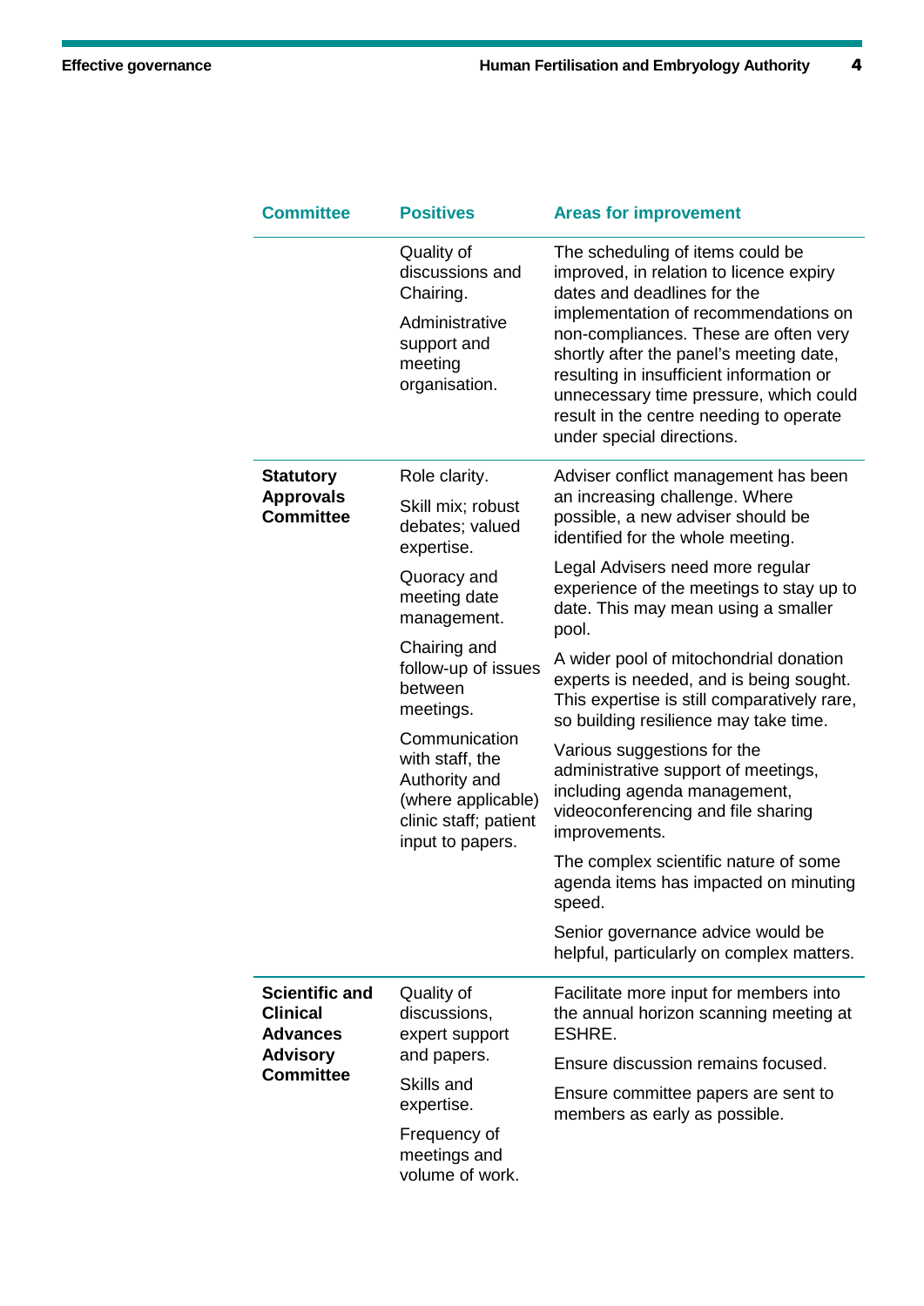| Committee | Positives | Areas for improvement |
|---|---|---|
| | Quality of discussions and Chairing.<br><br>Administrative support and meeting organisation. | The scheduling of items could be improved, in relation to licence expiry dates and deadlines for the implementation of recommendations on non-compliances. These are often very shortly after the panel's meeting date, resulting in insufficient information or unnecessary time pressure, which could result in the centre needing to operate under special directions. |
| **Statutory Approvals Committee** | Role clarity.<br><br>Skill mix; robust debates; valued expertise.<br><br>Quoracy and meeting date management.<br><br>Chairing and follow-up of issues between meetings.<br><br>Communication with staff, the Authority and (where applicable) clinic staff; patient input to papers. | Adviser conflict management has been an increasing challenge. Where possible, a new adviser should be identified for the whole meeting.<br><br>Legal Advisers need more regular experience of the meetings to stay up to date. This may mean using a smaller pool.<br><br>A wider pool of mitochondrial donation experts is needed, and is being sought. This expertise is still comparatively rare, so building resilience may take time.<br><br>Various suggestions for the administrative support of meetings, including agenda management, videoconferencing and file sharing improvements.<br><br>The complex scientific nature of some agenda items has impacted on minuting speed.<br><br>Senior governance advice would be helpful, particularly on complex matters. |
| **Scientific and Clinical Advances Advisory Committee** | Quality of discussions, expert support and papers.<br><br>Skills and expertise.<br><br>Frequency of meetings and volume of work. | Facilitate more input for members into the annual horizon scanning meeting at ESHRE.<br><br>Ensure discussion remains focused.<br><br>Ensure committee papers are sent to members as early as possible. |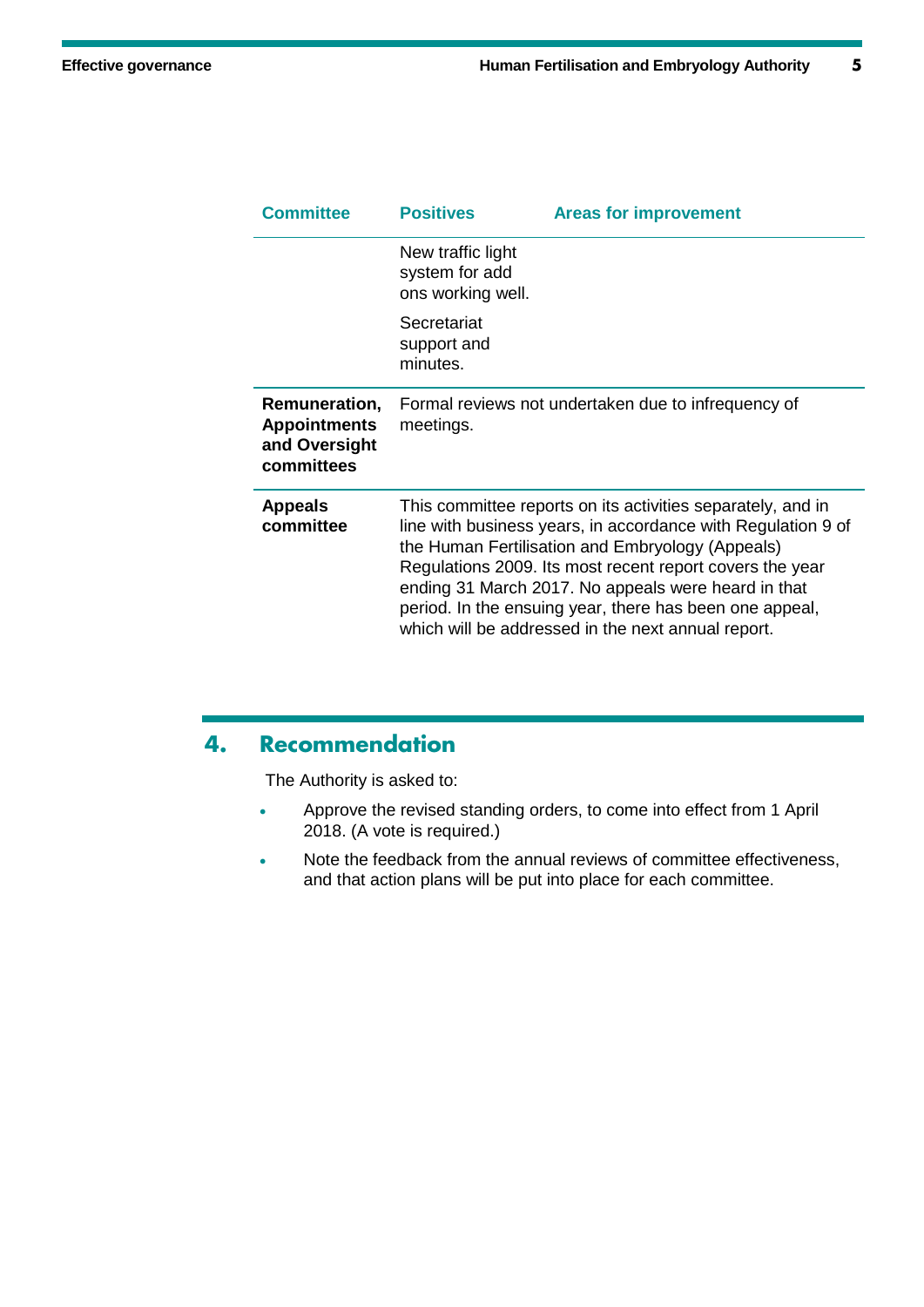| Committee | Positives | Areas for improvement |
|---|---|---|
| | New traffic light system for add ons working well.<br><br>Secretariat support and minutes. | |
| **Remuneration, Appointments and Oversight committees** | Formal reviews not undertaken due to infrequency of meetings. | |
| **Appeals committee** | This committee reports on its activities separately, and in line with business years, in accordance with Regulation 9 of the Human Fertilisation and Embryology (Appeals) Regulations 2009. Its most recent report covers the year ending 31 March 2017. No appeals were heard in that period. In the ensuing year, there has been one appeal, which will be addressed in the next annual report. | |

## 4. Recommendation

The Authority is asked to:

- Approve the revised standing orders, to come into effect from 1 April 2018. (A vote is required.)
- Note the feedback from the annual reviews of committee effectiveness, and that action plans will be put into place for each committee.